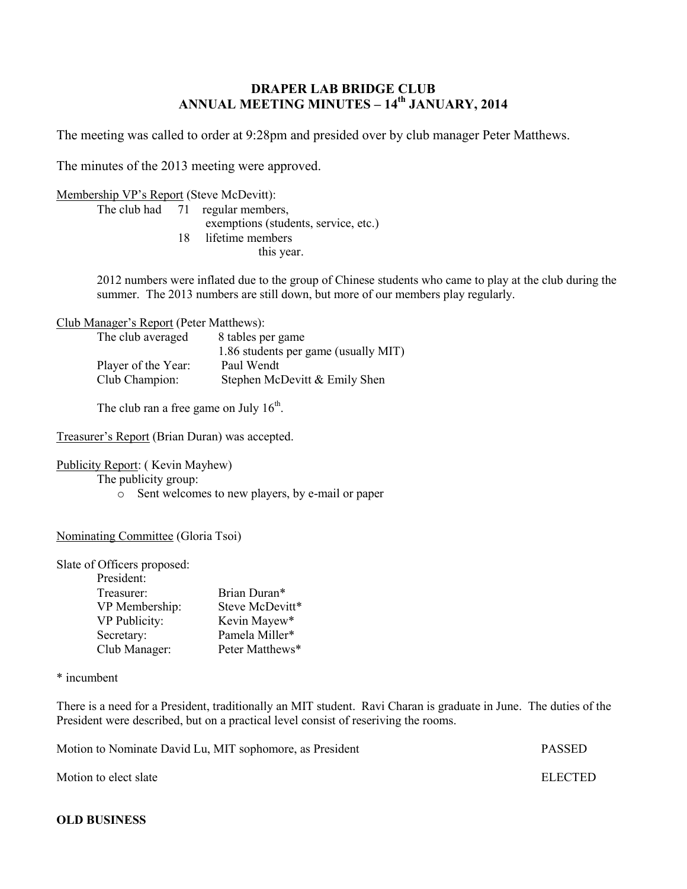**DRAPER LAB BRIDGE CLUB**
**ANNUAL MEETING MINUTES – 14th JANUARY, 2014**

The meeting was called to order at 9:28pm and presided over by club manager Peter Matthews.

The minutes of the 2013 meeting were approved.

Membership VP's Report (Steve McDevitt):

| | | |
|---|---|---|
| The club had | 71 | regular members, |
| | | exemptions (students, service, etc.) |
| | 18 | lifetime members |
| | | this year. |

2012 numbers were inflated due to the group of Chinese students who came to play at the club during the summer. The 2013 numbers are still down, but more of our members play regularly.

Club Manager's Report (Peter Matthews):

| | |
|---|---|
| The club averaged | 8 tables per game |
| | 1.86 students per game (usually MIT) |
| Player of the Year: | Paul Wendt |
| Club Champion: | Stephen McDevitt & Emily Shen |

The club ran a free game on July 16th.

Treasurer's Report (Brian Duran) was accepted.

Publicity Report: ( Kevin Mayhew)

The publicity group:

- Sent welcomes to new players, by e-mail or paper

Nominating Committee (Gloria Tsoi)

Slate of Officers proposed:

| | |
|---|---|
| President: | |
| Treasurer: | Brian Duran* |
| VP Membership: | Steve McDevitt* |
| VP Publicity: | Kevin Mayew* |
| Secretary: | Pamela Miller* |
| Club Manager: | Peter Matthews* |

* incumbent

There is a need for a President, traditionally an MIT student. Ravi Charan is graduate in June. The duties of the President were described, but on a practical level consist of reseriving the rooms.

Motion to Nominate David Lu, MIT sophomore, as President — PASSED

Motion to elect slate — ELECTED

**OLD BUSINESS**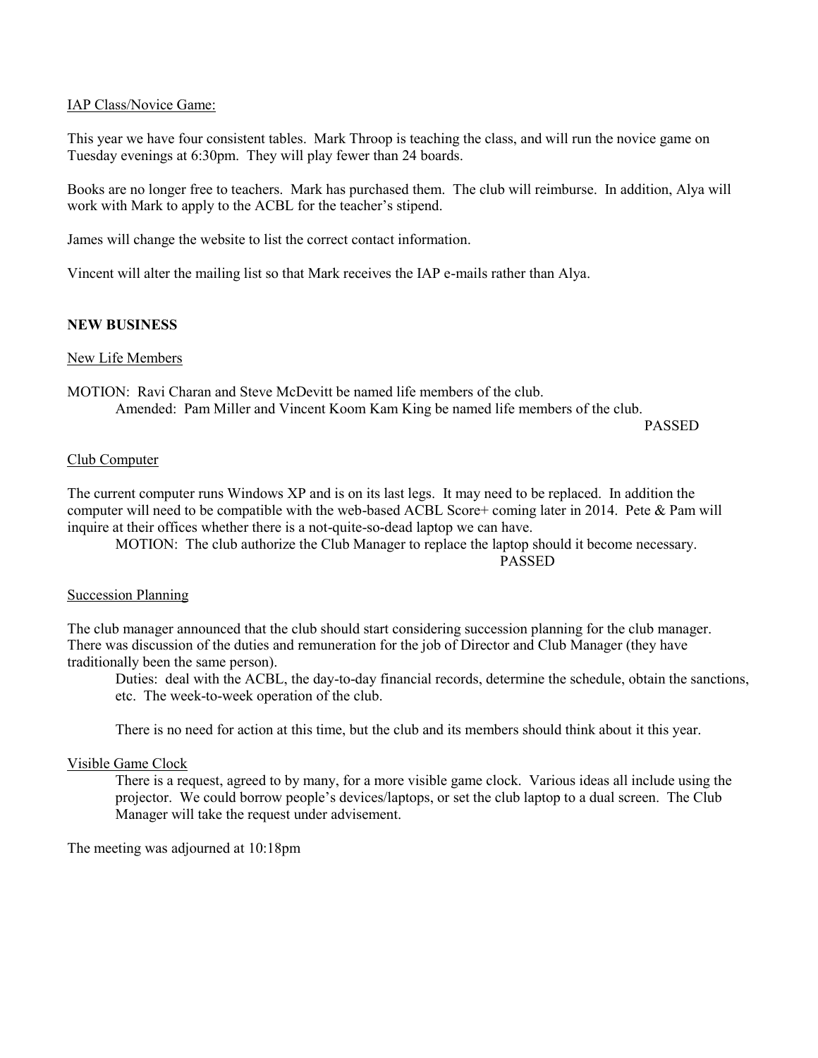IAP Class/Novice Game:

This year we have four consistent tables. Mark Throop is teaching the class, and will run the novice game on Tuesday evenings at 6:30pm. They will play fewer than 24 boards.

Books are no longer free to teachers. Mark has purchased them. The club will reimburse. In addition, Alya will work with Mark to apply to the ACBL for the teacher's stipend.

James will change the website to list the correct contact information.

Vincent will alter the mailing list so that Mark receives the IAP e-mails rather than Alya.

**NEW BUSINESS**

New Life Members

MOTION: Ravi Charan and Steve McDevitt be named life members of the club.

Amended: Pam Miller and Vincent Koom Kam King be named life members of the club.

PASSED

Club Computer

The current computer runs Windows XP and is on its last legs. It may need to be replaced. In addition the computer will need to be compatible with the web-based ACBL Score+ coming later in 2014. Pete & Pam will inquire at their offices whether there is a not-quite-so-dead laptop we can have.

MOTION: The club authorize the Club Manager to replace the laptop should it become necessary.

PASSED

Succession Planning

The club manager announced that the club should start considering succession planning for the club manager. There was discussion of the duties and remuneration for the job of Director and Club Manager (they have traditionally been the same person).

Duties: deal with the ACBL, the day-to-day financial records, determine the schedule, obtain the sanctions, etc. The week-to-week operation of the club.

There is no need for action at this time, but the club and its members should think about it this year.

Visible Game Clock

There is a request, agreed to by many, for a more visible game clock. Various ideas all include using the projector. We could borrow people's devices/laptops, or set the club laptop to a dual screen. The Club Manager will take the request under advisement.

The meeting was adjourned at 10:18pm